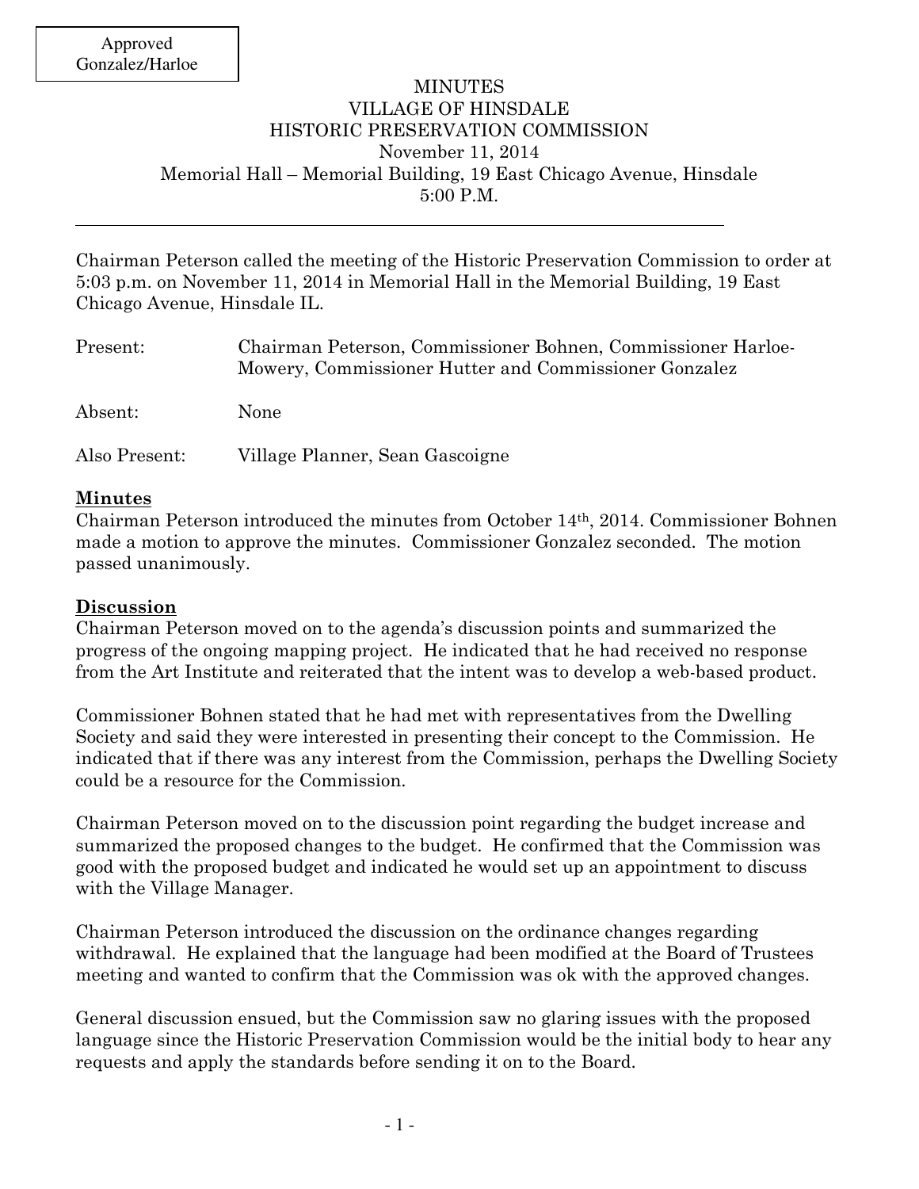Approved
Gonzalez/Harloe

# MINUTES
# VILLAGE OF HINSDALE
# HISTORIC PRESERVATION COMMISSION

November 11, 2014
Memorial Hall – Memorial Building, 19 East Chicago Avenue, Hinsdale
5:00 P.M.

---

Chairman Peterson called the meeting of the Historic Preservation Commission to order at 5:03 p.m. on November 11, 2014 in Memorial Hall in the Memorial Building, 19 East Chicago Avenue, Hinsdale IL.

Present: Chairman Peterson, Commissioner Bohnen, Commissioner Harloe-Mowery, Commissioner Hutter and Commissioner Gonzalez

Absent: None

Also Present: Village Planner, Sean Gascoigne

**Minutes**

Chairman Peterson introduced the minutes from October 14th, 2014. Commissioner Bohnen made a motion to approve the minutes. Commissioner Gonzalez seconded. The motion passed unanimously.

**Discussion**

Chairman Peterson moved on to the agenda's discussion points and summarized the progress of the ongoing mapping project. He indicated that he had received no response from the Art Institute and reiterated that the intent was to develop a web-based product.

Commissioner Bohnen stated that he had met with representatives from the Dwelling Society and said they were interested in presenting their concept to the Commission. He indicated that if there was any interest from the Commission, perhaps the Dwelling Society could be a resource for the Commission.

Chairman Peterson moved on to the discussion point regarding the budget increase and summarized the proposed changes to the budget. He confirmed that the Commission was good with the proposed budget and indicated he would set up an appointment to discuss with the Village Manager.

Chairman Peterson introduced the discussion on the ordinance changes regarding withdrawal. He explained that the language had been modified at the Board of Trustees meeting and wanted to confirm that the Commission was ok with the approved changes.

General discussion ensued, but the Commission saw no glaring issues with the proposed language since the Historic Preservation Commission would be the initial body to hear any requests and apply the standards before sending it on to the Board.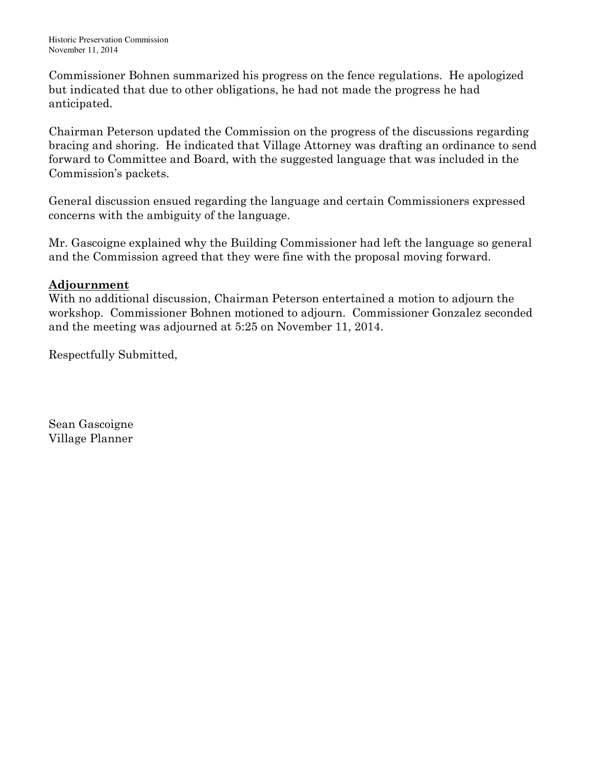Commissioner Bohnen summarized his progress on the fence regulations. He apologized but indicated that due to other obligations, he had not made the progress he had anticipated.

Chairman Peterson updated the Commission on the progress of the discussions regarding bracing and shoring. He indicated that Village Attorney was drafting an ordinance to send forward to Committee and Board, with the suggested language that was included in the Commission's packets.

General discussion ensued regarding the language and certain Commissioners expressed concerns with the ambiguity of the language.

Mr. Gascoigne explained why the Building Commissioner had left the language so general and the Commission agreed that they were fine with the proposal moving forward.

**<u>Adjournment</u>**

With no additional discussion, Chairman Peterson entertained a motion to adjourn the workshop. Commissioner Bohnen motioned to adjourn. Commissioner Gonzalez seconded and the meeting was adjourned at 5:25 on November 11, 2014.

Respectfully Submitted,

Sean Gascoigne
Village Planner